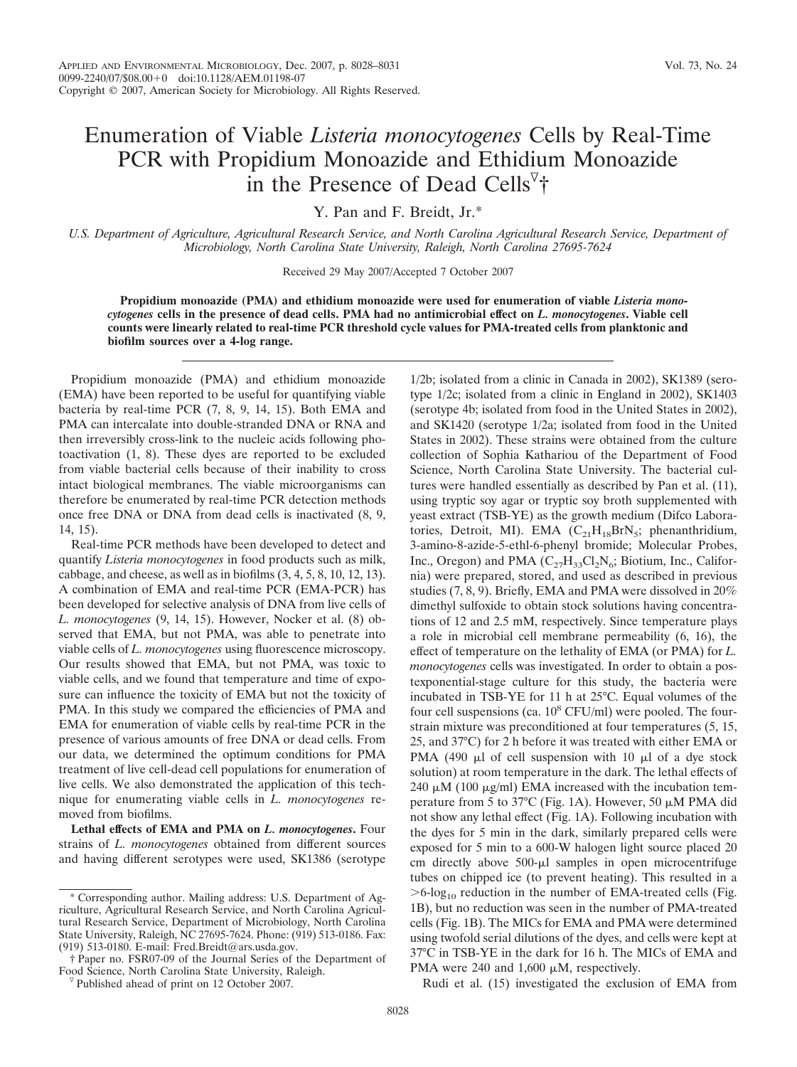# Enumeration of Viable *Listeria monocytogenes* Cells by Real-Time PCR with Propidium Monoazide and Ethidium Monoazide in the Presence of Dead Cells[▽][†]

Y. Pan and F. Breidt, Jr.*

*U.S. Department of Agriculture, Agricultural Research Service, and North Carolina Agricultural Research Service, Department of Microbiology, North Carolina State University, Raleigh, North Carolina 27695-7624*

Received 29 May 2007/Accepted 7 October 2007

**Propidium monoazide (PMA) and ethidium monoazide were used for enumeration of viable *Listeria monocytogenes* cells in the presence of dead cells. PMA had no antimicrobial effect on *L. monocytogenes*. Viable cell counts were linearly related to real-time PCR threshold cycle values for PMA-treated cells from planktonic and biofilm sources over a 4-log range.**

---

Propidium monoazide (PMA) and ethidium monoazide (EMA) have been reported to be useful for quantifying viable bacteria by real-time PCR (7, 8, 9, 14, 15). Both EMA and PMA can intercalate into double-stranded DNA or RNA and then irreversibly cross-link to the nucleic acids following photoactivation (1, 8). These dyes are reported to be excluded from viable bacterial cells because of their inability to cross intact biological membranes. The viable microorganisms can therefore be enumerated by real-time PCR detection methods once free DNA or DNA from dead cells is inactivated (8, 9, 14, 15).

Real-time PCR methods have been developed to detect and quantify *Listeria monocytogenes* in food products such as milk, cabbage, and cheese, as well as in biofilms (3, 4, 5, 8, 10, 12, 13). A combination of EMA and real-time PCR (EMA-PCR) has been developed for selective analysis of DNA from live cells of *L. monocytogenes* (9, 14, 15). However, Nocker et al. (8) observed that EMA, but not PMA, was able to penetrate into viable cells of *L. monocytogenes* using fluorescence microscopy. Our results showed that EMA, but not PMA, was toxic to viable cells, and we found that temperature and time of exposure can influence the toxicity of EMA but not the toxicity of PMA. In this study we compared the efficiencies of PMA and EMA for enumeration of viable cells by real-time PCR in the presence of various amounts of free DNA or dead cells. From our data, we determined the optimum conditions for PMA treatment of live cell-dead cell populations for enumeration of live cells. We also demonstrated the application of this technique for enumerating viable cells in *L. monocytogenes* removed from biofilms.

**Lethal effects of EMA and PMA on *L. monocytogenes*.** Four strains of *L. monocytogenes* obtained from different sources and having different serotypes were used, SK1386 (serotype 1/2b; isolated from a clinic in Canada in 2002), SK1389 (serotype 1/2c; isolated from a clinic in England in 2002), SK1403 (serotype 4b; isolated from food in the United States in 2002), and SK1420 (serotype 1/2a; isolated from food in the United States in 2002). These strains were obtained from the culture collection of Sophia Kathariou of the Department of Food Science, North Carolina State University. The bacterial cultures were handled essentially as described by Pan et al. (11), using tryptic soy agar or tryptic soy broth supplemented with yeast extract (TSB-YE) as the growth medium (Difco Laboratories, Detroit, MI). EMA ($C_{21}H_{18}BrN_5$; phenanthridium, 3-amino-8-azide-5-ethl-6-phenyl bromide; Molecular Probes, Inc., Oregon) and PMA ($C_{27}H_{33}Cl_2N_6$; Biotium, Inc., California) were prepared, stored, and used as described in previous studies (7, 8, 9). Briefly, EMA and PMA were dissolved in 20% dimethyl sulfoxide to obtain stock solutions having concentrations of 12 and 2.5 mM, respectively. Since temperature plays a role in microbial cell membrane permeability (6, 16), the effect of temperature on the lethality of EMA (or PMA) for *L. monocytogenes* cells was investigated. In order to obtain a postexponential-stage culture for this study, the bacteria were incubated in TSB-YE for 11 h at 25°C. Equal volumes of the four cell suspensions (ca. $10^8$ CFU/ml) were pooled. The four-strain mixture was preconditioned at four temperatures (5, 15, 25, and 37°C) for 2 h before it was treated with either EMA or PMA (490 μl of cell suspension with 10 μl of a dye stock solution) at room temperature in the dark. The lethal effects of 240 μM (100 μg/ml) EMA increased with the incubation temperature from 5 to 37°C (Fig. 1A). However, 50 μM PMA did not show any lethal effect (Fig. 1A). Following incubation with the dyes for 5 min in the dark, similarly prepared cells were exposed for 5 min to a 600-W halogen light source placed 20 cm directly above 500-μl samples in open microcentrifuge tubes on chipped ice (to prevent heating). This resulted in a $>$6-$\log_{10}$ reduction in the number of EMA-treated cells (Fig. 1B), but no reduction was seen in the number of PMA-treated cells (Fig. 1B). The MICs for EMA and PMA were determined using twofold serial dilutions of the dyes, and cells were kept at 37°C in TSB-YE in the dark for 16 h. The MICs of EMA and PMA were 240 and 1,600 μM, respectively.

Rudi et al. (15) investigated the exclusion of EMA from

---

\* Corresponding author. Mailing address: U.S. Department of Agriculture, Agricultural Research Service, and North Carolina Agricultural Research Service, Department of Microbiology, North Carolina State University, Raleigh, NC 27695-7624. Phone: (919) 513-0186. Fax: (919) 513-0180. E-mail: Fred.Breidt@ars.usda.gov.

† Paper no. FSR07-09 of the Journal Series of the Department of Food Science, North Carolina State University, Raleigh.

▽ Published ahead of print on 12 October 2007.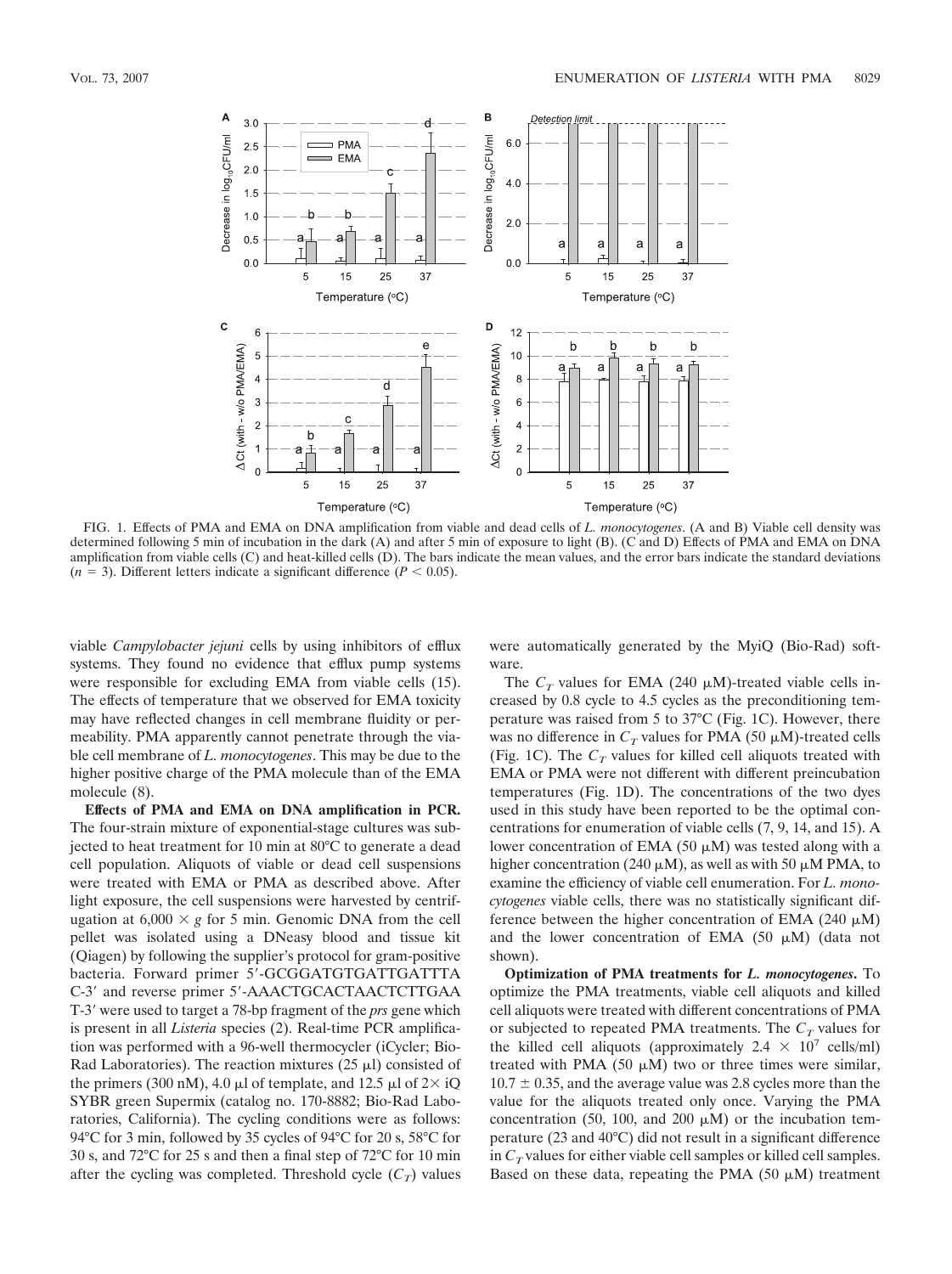FIG. 1. Effects of PMA and EMA on DNA amplification from viable and dead cells of *L. monocytogenes*. (A and B) Viable cell density was determined following 5 min of incubation in the dark (A) and after 5 min of exposure to light (B). (C and D) Effects of PMA and EMA on DNA amplification from viable cells (C) and heat-killed cells (D). The bars indicate the mean values, and the error bars indicate the standard deviations ($n = 3$). Different letters indicate a significant difference ($P < 0.05$).

viable *Campylobacter jejuni* cells by using inhibitors of efflux systems. They found no evidence that efflux pump systems were responsible for excluding EMA from viable cells (15). The effects of temperature that we observed for EMA toxicity may have reflected changes in cell membrane fluidity or permeability. PMA apparently cannot penetrate through the viable cell membrane of *L. monocytogenes*. This may be due to the higher positive charge of the PMA molecule than of the EMA molecule (8).

**Effects of PMA and EMA on DNA amplification in PCR.** The four-strain mixture of exponential-stage cultures was subjected to heat treatment for 10 min at 80°C to generate a dead cell population. Aliquots of viable or dead cell suspensions were treated with EMA or PMA as described above. After light exposure, the cell suspensions were harvested by centrifugation at $6{,}000 \times g$ for 5 min. Genomic DNA from the cell pellet was isolated using a DNeasy blood and tissue kit (Qiagen) by following the supplier's protocol for gram-positive bacteria. Forward primer 5′-GCGGATGTGATTGATTTA C-3′ and reverse primer 5′-AAACTGCACTAACTCTTGAA T-3′ were used to target a 78-bp fragment of the *prs* gene which is present in all *Listeria* species (2). Real-time PCR amplification was performed with a 96-well thermocycler (iCycler; Bio-Rad Laboratories). The reaction mixtures (25 μl) consisted of the primers (300 nM), 4.0 μl of template, and 12.5 μl of 2× iQ SYBR green Supermix (catalog no. 170-8882; Bio-Rad Laboratories, California). The cycling conditions were as follows: 94°C for 3 min, followed by 35 cycles of 94°C for 20 s, 58°C for 30 s, and 72°C for 25 s and then a final step of 72°C for 10 min after the cycling was completed. Threshold cycle ($C_T$) values were automatically generated by the MyiQ (Bio-Rad) software.

The $C_T$ values for EMA (240 μM)-treated viable cells increased by 0.8 cycle to 4.5 cycles as the preconditioning temperature was raised from 5 to 37°C (Fig. 1C). However, there was no difference in $C_T$ values for PMA (50 μM)-treated cells (Fig. 1C). The $C_T$ values for killed cell aliquots treated with EMA or PMA were not different with different preincubation temperatures (Fig. 1D). The concentrations of the two dyes used in this study have been reported to be the optimal concentrations for enumeration of viable cells (7, 9, 14, and 15). A lower concentration of EMA (50 μM) was tested along with a higher concentration (240 μM), as well as with 50 μM PMA, to examine the efficiency of viable cell enumeration. For *L. monocytogenes* viable cells, there was no statistically significant difference between the higher concentration of EMA (240 μM) and the lower concentration of EMA (50 μM) (data not shown).

**Optimization of PMA treatments for *L. monocytogenes*.** To optimize the PMA treatments, viable cell aliquots and killed cell aliquots were treated with different concentrations of PMA or subjected to repeated PMA treatments. The $C_T$ values for the killed cell aliquots (approximately $2.4 \times 10^7$ cells/ml) treated with PMA (50 μM) two or three times were similar, $10.7 \pm 0.35$, and the average value was 2.8 cycles more than the value for the aliquots treated only once. Varying the PMA concentration (50, 100, and 200 μM) or the incubation temperature (23 and 40°C) did not result in a significant difference in $C_T$ values for either viable cell samples or killed cell samples. Based on these data, repeating the PMA (50 μM) treatment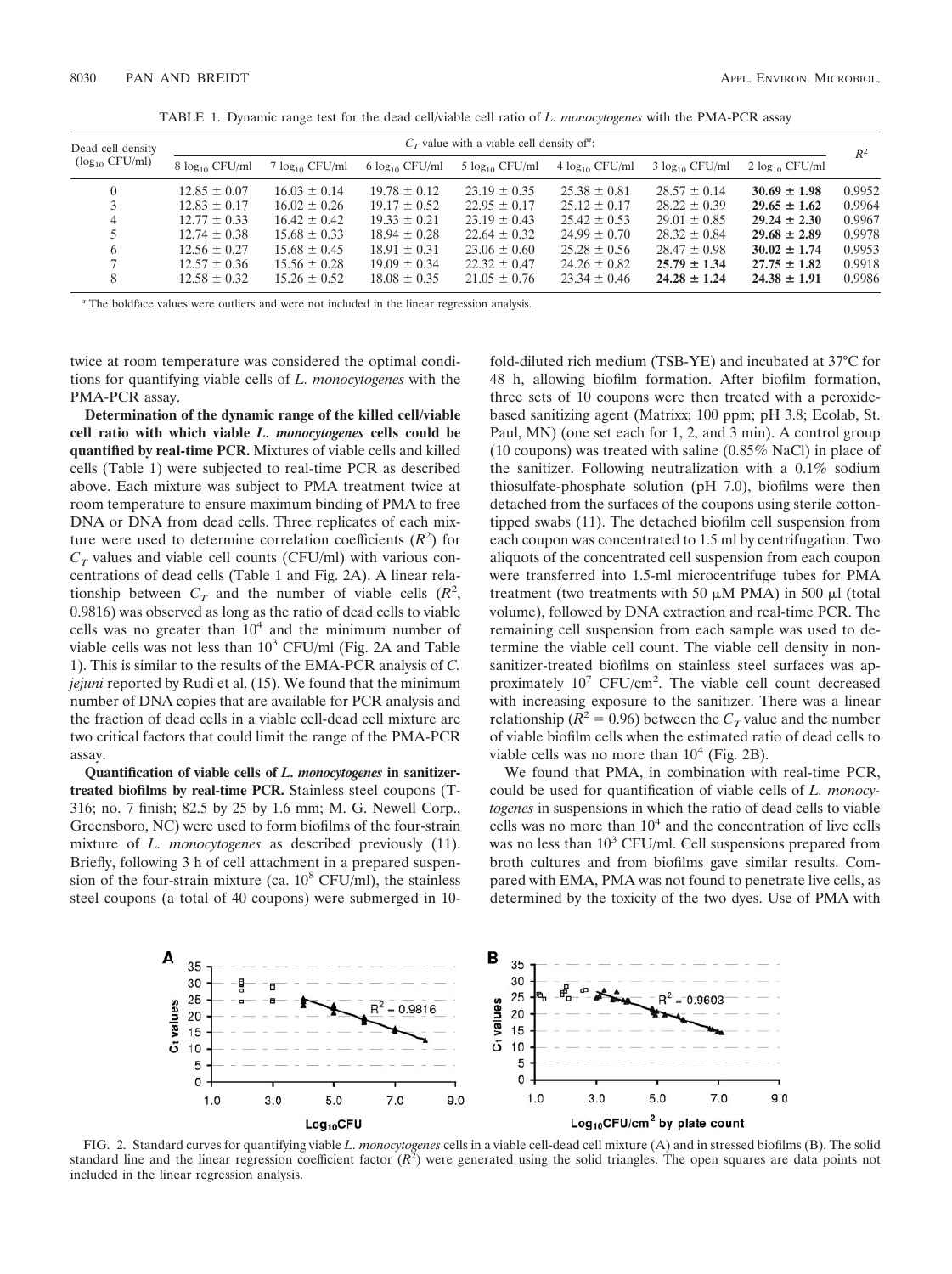TABLE 1. Dynamic range test for the dead cell/viable cell ratio of *L. monocytogenes* with the PMA-PCR assay

| Dead cell density ($\log_{10}$ CFU/ml) | $C_T$ value with a viable cell density of[a]: | | | | | | | $R^2$ |
|---|---|---|---|---|---|---|---|---|
| | 8 $\log_{10}$ CFU/ml | 7 $\log_{10}$ CFU/ml | 6 $\log_{10}$ CFU/ml | 5 $\log_{10}$ CFU/ml | 4 $\log_{10}$ CFU/ml | 3 $\log_{10}$ CFU/ml | 2 $\log_{10}$ CFU/ml | |
| 0 | 12.85 ± 0.07 | 16.03 ± 0.14 | 19.78 ± 0.12 | 23.19 ± 0.35 | 25.38 ± 0.81 | 28.57 ± 0.14 | **30.69 ± 1.98** | 0.9952 |
| 3 | 12.83 ± 0.17 | 16.02 ± 0.26 | 19.17 ± 0.52 | 22.95 ± 0.17 | 25.12 ± 0.17 | 28.22 ± 0.39 | **29.65 ± 1.62** | 0.9964 |
| 4 | 12.77 ± 0.33 | 16.42 ± 0.42 | 19.33 ± 0.21 | 23.19 ± 0.43 | 25.42 ± 0.53 | 29.01 ± 0.85 | **29.24 ± 2.30** | 0.9967 |
| 5 | 12.74 ± 0.38 | 15.68 ± 0.33 | 18.94 ± 0.28 | 22.64 ± 0.32 | 24.99 ± 0.70 | 28.32 ± 0.84 | **29.68 ± 2.89** | 0.9978 |
| 6 | 12.56 ± 0.27 | 15.68 ± 0.45 | 18.91 ± 0.31 | 23.06 ± 0.60 | 25.28 ± 0.56 | 28.47 ± 0.98 | **30.02 ± 1.74** | 0.9953 |
| 7 | 12.57 ± 0.36 | 15.56 ± 0.28 | 19.09 ± 0.34 | 22.32 ± 0.47 | 24.26 ± 0.82 | **25.79 ± 1.34** | **27.75 ± 1.82** | 0.9918 |
| 8 | 12.58 ± 0.32 | 15.26 ± 0.52 | 18.08 ± 0.35 | 21.05 ± 0.76 | 23.34 ± 0.46 | **24.28 ± 1.24** | **24.38 ± 1.91** | 0.9986 |

[a] The boldface values were outliers and were not included in the linear regression analysis.

twice at room temperature was considered the optimal conditions for quantifying viable cells of *L. monocytogenes* with the PMA-PCR assay.

**Determination of the dynamic range of the killed cell/viable cell ratio with which viable *L. monocytogenes* cells could be quantified by real-time PCR.** Mixtures of viable cells and killed cells (Table 1) were subjected to real-time PCR as described above. Each mixture was subject to PMA treatment twice at room temperature to ensure maximum binding of PMA to free DNA or DNA from dead cells. Three replicates of each mixture were used to determine correlation coefficients ($R^2$) for $C_T$ values and viable cell counts (CFU/ml) with various concentrations of dead cells (Table 1 and Fig. 2A). A linear relationship between $C_T$ and the number of viable cells ($R^2$, 0.9816) was observed as long as the ratio of dead cells to viable cells was no greater than $10^4$ and the minimum number of viable cells was not less than $10^3$ CFU/ml (Fig. 2A and Table 1). This is similar to the results of the EMA-PCR analysis of *C. jejuni* reported by Rudi et al. (15). We found that the minimum number of DNA copies that are available for PCR analysis and the fraction of dead cells in a viable cell-dead cell mixture are two critical factors that could limit the range of the PMA-PCR assay.

**Quantification of viable cells of *L. monocytogenes* in sanitizer-treated biofilms by real-time PCR.** Stainless steel coupons (T-316; no. 7 finish; 82.5 by 25 by 1.6 mm; M. G. Newell Corp., Greensboro, NC) were used to form biofilms of the four-strain mixture of *L. monocytogenes* as described previously (11). Briefly, following 3 h of cell attachment in a prepared suspension of the four-strain mixture (ca. $10^8$ CFU/ml), the stainless steel coupons (a total of 40 coupons) were submerged in 10-fold-diluted rich medium (TSB-YE) and incubated at 37°C for 48 h, allowing biofilm formation. After biofilm formation, three sets of 10 coupons were then treated with a peroxide-based sanitizing agent (Matrixx; 100 ppm; pH 3.8; Ecolab, St. Paul, MN) (one set each for 1, 2, and 3 min). A control group (10 coupons) was treated with saline (0.85% NaCl) in place of the sanitizer. Following neutralization with a 0.1% sodium thiosulfate-phosphate solution (pH 7.0), biofilms were then detached from the surfaces of the coupons using sterile cotton-tipped swabs (11). The detached biofilm cell suspension from each coupon was concentrated to 1.5 ml by centrifugation. Two aliquots of the concentrated cell suspension from each coupon were transferred into 1.5-ml microcentrifuge tubes for PMA treatment (two treatments with 50 μM PMA) in 500 μl (total volume), followed by DNA extraction and real-time PCR. The remaining cell suspension from each sample was used to determine the viable cell count. The viable cell density in non-sanitizer-treated biofilms on stainless steel surfaces was approximately $10^7$ CFU/cm$^2$. The viable cell count decreased with increasing exposure to the sanitizer. There was a linear relationship ($R^2$ = 0.96) between the $C_T$ value and the number of viable biofilm cells when the estimated ratio of dead cells to viable cells was no more than $10^4$ (Fig. 2B).

We found that PMA, in combination with real-time PCR, could be used for quantification of viable cells of *L. monocytogenes* in suspensions in which the ratio of dead cells to viable cells was no more than $10^4$ and the concentration of live cells was no less than $10^3$ CFU/ml. Cell suspensions prepared from broth cultures and from biofilms gave similar results. Compared with EMA, PMA was not found to penetrate live cells, as determined by the toxicity of the two dyes. Use of PMA with

FIG. 2. Standard curves for quantifying viable *L. monocytogenes* cells in a viable cell-dead cell mixture (A) and in stressed biofilms (B). The solid standard line and the linear regression coefficient factor ($R^2$) were generated using the solid triangles. The open squares are data points not included in the linear regression analysis.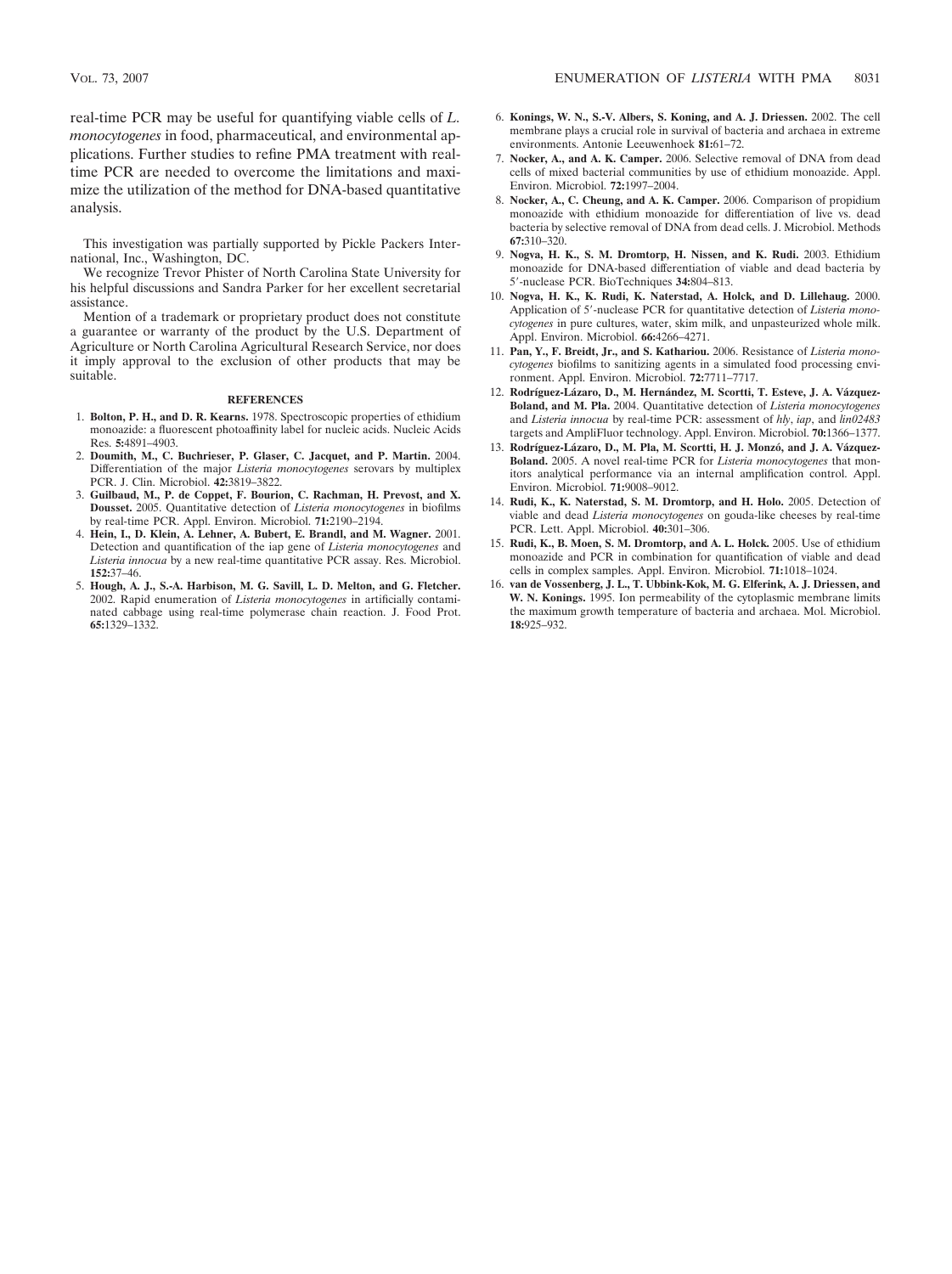real-time PCR may be useful for quantifying viable cells of *L. monocytogenes* in food, pharmaceutical, and environmental applications. Further studies to refine PMA treatment with real-time PCR are needed to overcome the limitations and maximize the utilization of the method for DNA-based quantitative analysis.

This investigation was partially supported by Pickle Packers International, Inc., Washington, DC.

We recognize Trevor Phister of North Carolina State University for his helpful discussions and Sandra Parker for her excellent secretarial assistance.

Mention of a trademark or proprietary product does not constitute a guarantee or warranty of the product by the U.S. Department of Agriculture or North Carolina Agricultural Research Service, nor does it imply approval to the exclusion of other products that may be suitable.

## REFERENCES

1. **Bolton, P. H., and D. R. Kearns.** 1978. Spectroscopic properties of ethidium monoazide: a fluorescent photoaffinity label for nucleic acids. Nucleic Acids Res. **5:**4891–4903.
2. **Doumith, M., C. Buchrieser, P. Glaser, C. Jacquet, and P. Martin.** 2004. Differentiation of the major *Listeria monocytogenes* serovars by multiplex PCR. J. Clin. Microbiol. **42:**3819–3822.
3. **Guilbaud, M., P. de Coppet, F. Bourion, C. Rachman, H. Prevost, and X. Dousset.** 2005. Quantitative detection of *Listeria monocytogenes* in biofilms by real-time PCR. Appl. Environ. Microbiol. **71:**2190–2194.
4. **Hein, I., D. Klein, A. Lehner, A. Bubert, E. Brandl, and M. Wagner.** 2001. Detection and quantification of the iap gene of *Listeria monocytogenes* and *Listeria innocua* by a new real-time quantitative PCR assay. Res. Microbiol. **152:**37–46.
5. **Hough, A. J., S.-A. Harbison, M. G. Savill, L. D. Melton, and G. Fletcher.** 2002. Rapid enumeration of *Listeria monocytogenes* in artificially contaminated cabbage using real-time polymerase chain reaction. J. Food Prot. **65:**1329–1332.
6. **Konings, W. N., S.-V. Albers, S. Koning, and A. J. Driessen.** 2002. The cell membrane plays a crucial role in survival of bacteria and archaea in extreme environments. Antonie Leeuwenhoek **81:**61–72.
7. **Nocker, A., and A. K. Camper.** 2006. Selective removal of DNA from dead cells of mixed bacterial communities by use of ethidium monoazide. Appl. Environ. Microbiol. **72:**1997–2004.
8. **Nocker, A., C. Cheung, and A. K. Camper.** 2006. Comparison of propidium monoazide with ethidium monoazide for differentiation of live vs. dead bacteria by selective removal of DNA from dead cells. J. Microbiol. Methods **67:**310–320.
9. **Nogva, H. K., S. M. Dromtorp, H. Nissen, and K. Rudi.** 2003. Ethidium monoazide for DNA-based differentiation of viable and dead bacteria by 5′-nuclease PCR. BioTechniques **34:**804–813.
10. **Nogva, H. K., K. Rudi, K. Naterstad, A. Holck, and D. Lillehaug.** 2000. Application of 5′-nuclease PCR for quantitative detection of *Listeria monocytogenes* in pure cultures, water, skim milk, and unpasteurized whole milk. Appl. Environ. Microbiol. **66:**4266–4271.
11. **Pan, Y., F. Breidt, Jr., and S. Kathariou.** 2006. Resistance of *Listeria monocytogenes* biofilms to sanitizing agents in a simulated food processing environment. Appl. Environ. Microbiol. **72:**7711–7717.
12. **Rodríguez-Lázaro, D., M. Hernández, M. Scortti, T. Esteve, J. A. Vázquez-Boland, and M. Pla.** 2004. Quantitative detection of *Listeria monocytogenes* and *Listeria innocua* by real-time PCR: assessment of *hly*, *iap*, and *lin02483* targets and AmpliFluor technology. Appl. Environ. Microbiol. **70:**1366–1377.
13. **Rodríguez-Lázaro, D., M. Pla, M. Scortti, H. J. Monzó, and J. A. Vázquez-Boland.** 2005. A novel real-time PCR for *Listeria monocytogenes* that monitors analytical performance via an internal amplification control. Appl. Environ. Microbiol. **71:**9008–9012.
14. **Rudi, K., K. Naterstad, S. M. Dromtorp, and H. Holo.** 2005. Detection of viable and dead *Listeria monocytogenes* on gouda-like cheeses by real-time PCR. Lett. Appl. Microbiol. **40:**301–306.
15. **Rudi, K., B. Moen, S. M. Dromtorp, and A. L. Holck.** 2005. Use of ethidium monoazide and PCR in combination for quantification of viable and dead cells in complex samples. Appl. Environ. Microbiol. **71:**1018–1024.
16. **van de Vossenberg, J. L., T. Ubbink-Kok, M. G. Elferink, A. J. Driessen, and W. N. Konings.** 1995. Ion permeability of the cytoplasmic membrane limits the maximum growth temperature of bacteria and archaea. Mol. Microbiol. **18:**925–932.